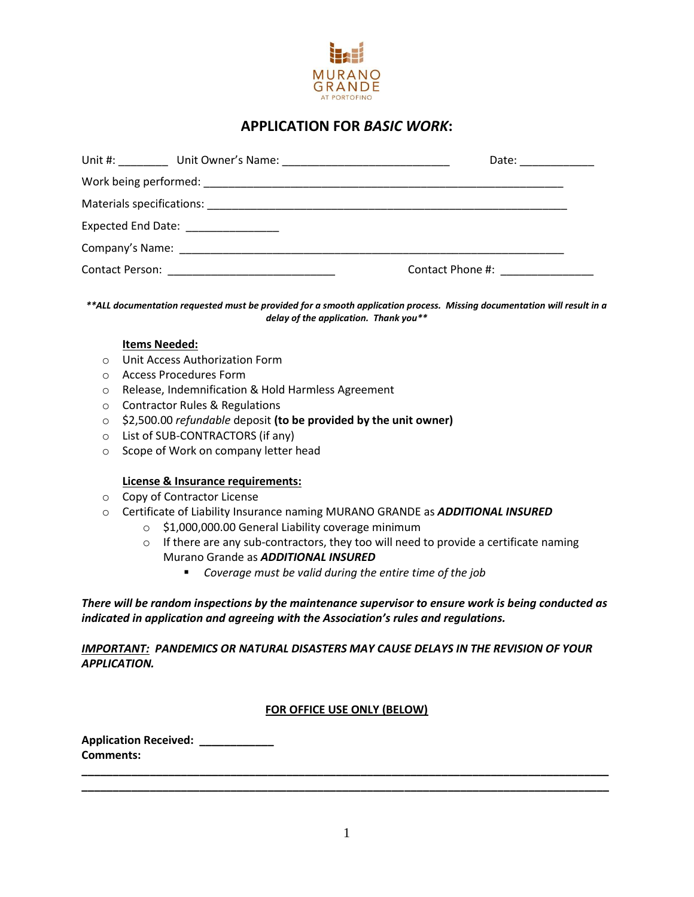MURANO GRANDE AT PORTOFINO

# APPLICATION FOR *BASIC WORK*:

Unit #: ________ Unit Owner's Name: ___________________________ Date: ____________

Work being performed: ___________________________________________________________

Materials specifications: __________________________________________________________

Expected End Date: _______________

Company's Name: ______________________________________________________________

Contact Person: ___________________________ Contact Phone #: _______________

***\*\*ALL documentation requested must be provided for a smooth application process. Missing documentation will result in a delay of the application. Thank you\*\****

**Items Needed:**

- Unit Access Authorization Form
- Access Procedures Form
- Release, Indemnification & Hold Harmless Agreement
- Contractor Rules & Regulations
- $2,500.00 *refundable* deposit **(to be provided by the unit owner)**
- List of SUB-CONTRACTORS (if any)
- Scope of Work on company letter head

**License & Insurance requirements:**

- Copy of Contractor License
- Certificate of Liability Insurance naming MURANO GRANDE as ***ADDITIONAL INSURED***
  - $1,000,000.00 General Liability coverage minimum
  - If there are any sub-contractors, they too will need to provide a certificate naming Murano Grande as ***ADDITIONAL INSURED***
    - *Coverage must be valid during the entire time of the job*

***There will be random inspections by the maintenance supervisor to ensure work is being conducted as indicated in application and agreeing with the Association's rules and regulations.***

***IMPORTANT: PANDEMICS OR NATURAL DISASTERS MAY CAUSE DELAYS IN THE REVISION OF YOUR APPLICATION.***

**FOR OFFICE USE ONLY (BELOW)**

**Application Received: ____________**

**Comments:**

______________________________________________________________________________________

______________________________________________________________________________________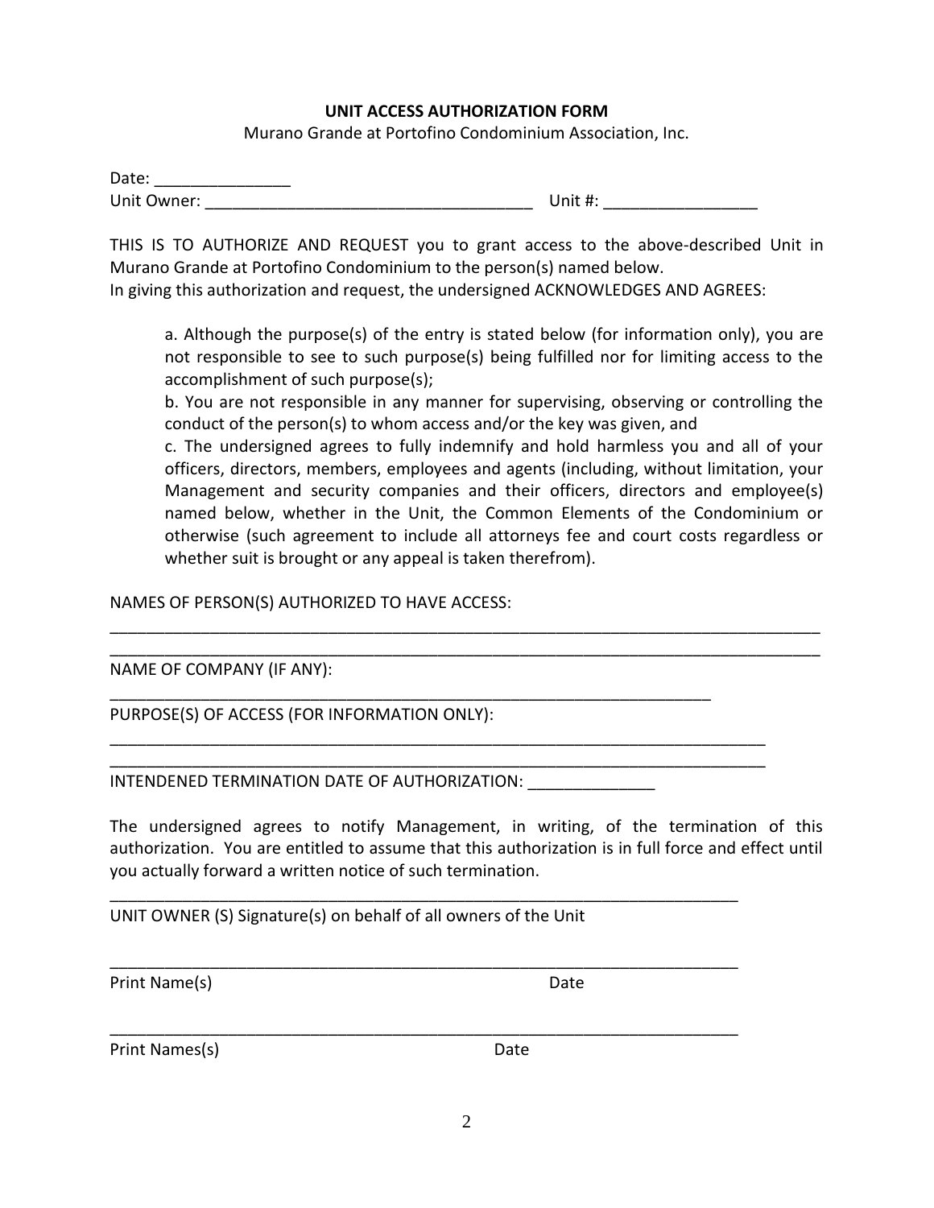**UNIT ACCESS AUTHORIZATION FORM**

Murano Grande at Portofino Condominium Association, Inc.

Date: _______________

Unit Owner: ____________________________________ Unit #: _________________

THIS IS TO AUTHORIZE AND REQUEST you to grant access to the above-described Unit in Murano Grande at Portofino Condominium to the person(s) named below.
In giving this authorization and request, the undersigned ACKNOWLEDGES AND AGREES:

> a. Although the purpose(s) of the entry is stated below (for information only), you are not responsible to see to such purpose(s) being fulfilled nor for limiting access to the accomplishment of such purpose(s);
> b. You are not responsible in any manner for supervising, observing or controlling the conduct of the person(s) to whom access and/or the key was given, and
> c. The undersigned agrees to fully indemnify and hold harmless you and all of your officers, directors, members, employees and agents (including, without limitation, your Management and security companies and their officers, directors and employee(s) named below, whether in the Unit, the Common Elements of the Condominium or otherwise (such agreement to include all attorneys fee and court costs regardless or whether suit is brought or any appeal is taken therefrom).

NAMES OF PERSON(S) AUTHORIZED TO HAVE ACCESS:

______________________________________________________________________________

______________________________________________________________________________

NAME OF COMPANY (IF ANY):

_____________________________________________________________________

PURPOSE(S) OF ACCESS (FOR INFORMATION ONLY):

___________________________________________________________________________

___________________________________________________________________________

INTENDENED TERMINATION DATE OF AUTHORIZATION: ______________

The undersigned agrees to notify Management, in writing, of the termination of this authorization. You are entitled to assume that this authorization is in full force and effect until you actually forward a written notice of such termination.

________________________________________________________________________

UNIT OWNER (S) Signature(s) on behalf of all owners of the Unit

________________________________________________________________________

Print Name(s) Date

________________________________________________________________________

Print Names(s) Date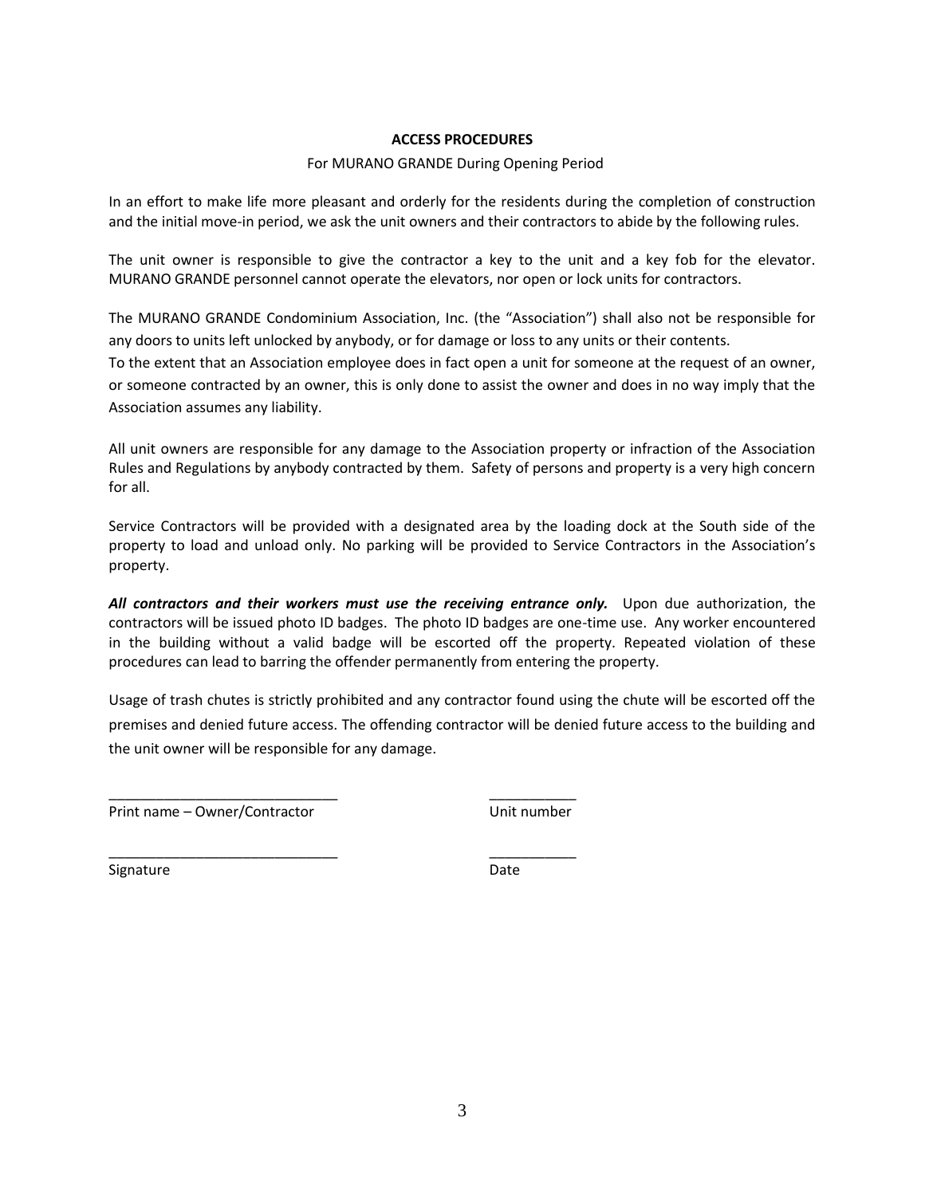**ACCESS PROCEDURES**

For MURANO GRANDE During Opening Period

In an effort to make life more pleasant and orderly for the residents during the completion of construction and the initial move-in period, we ask the unit owners and their contractors to abide by the following rules.

The unit owner is responsible to give the contractor a key to the unit and a key fob for the elevator. MURANO GRANDE personnel cannot operate the elevators, nor open or lock units for contractors.

The MURANO GRANDE Condominium Association, Inc. (the "Association") shall also not be responsible for any doors to units left unlocked by anybody, or for damage or loss to any units or their contents.
To the extent that an Association employee does in fact open a unit for someone at the request of an owner, or someone contracted by an owner, this is only done to assist the owner and does in no way imply that the Association assumes any liability.

All unit owners are responsible for any damage to the Association property or infraction of the Association Rules and Regulations by anybody contracted by them. Safety of persons and property is a very high concern for all.

Service Contractors will be provided with a designated area by the loading dock at the South side of the property to load and unload only. No parking will be provided to Service Contractors in the Association's property.

***All contractors and their workers must use the receiving entrance only.*** Upon due authorization, the contractors will be issued photo ID badges. The photo ID badges are one-time use. Any worker encountered in the building without a valid badge will be escorted off the property. Repeated violation of these procedures can lead to barring the offender permanently from entering the property.

Usage of trash chutes is strictly prohibited and any contractor found using the chute will be escorted off the premises and denied future access. The offending contractor will be denied future access to the building and the unit owner will be responsible for any damage.

\_\_\_\_\_\_\_\_\_\_\_\_\_\_\_\_\_\_\_\_\_\_\_\_\_\_\_\_\_\_ \_\_\_\_\_\_\_\_\_\_\_
Print name – Owner/Contractor Unit number

\_\_\_\_\_\_\_\_\_\_\_\_\_\_\_\_\_\_\_\_\_\_\_\_\_\_\_\_\_\_ \_\_\_\_\_\_\_\_\_\_\_
Signature Date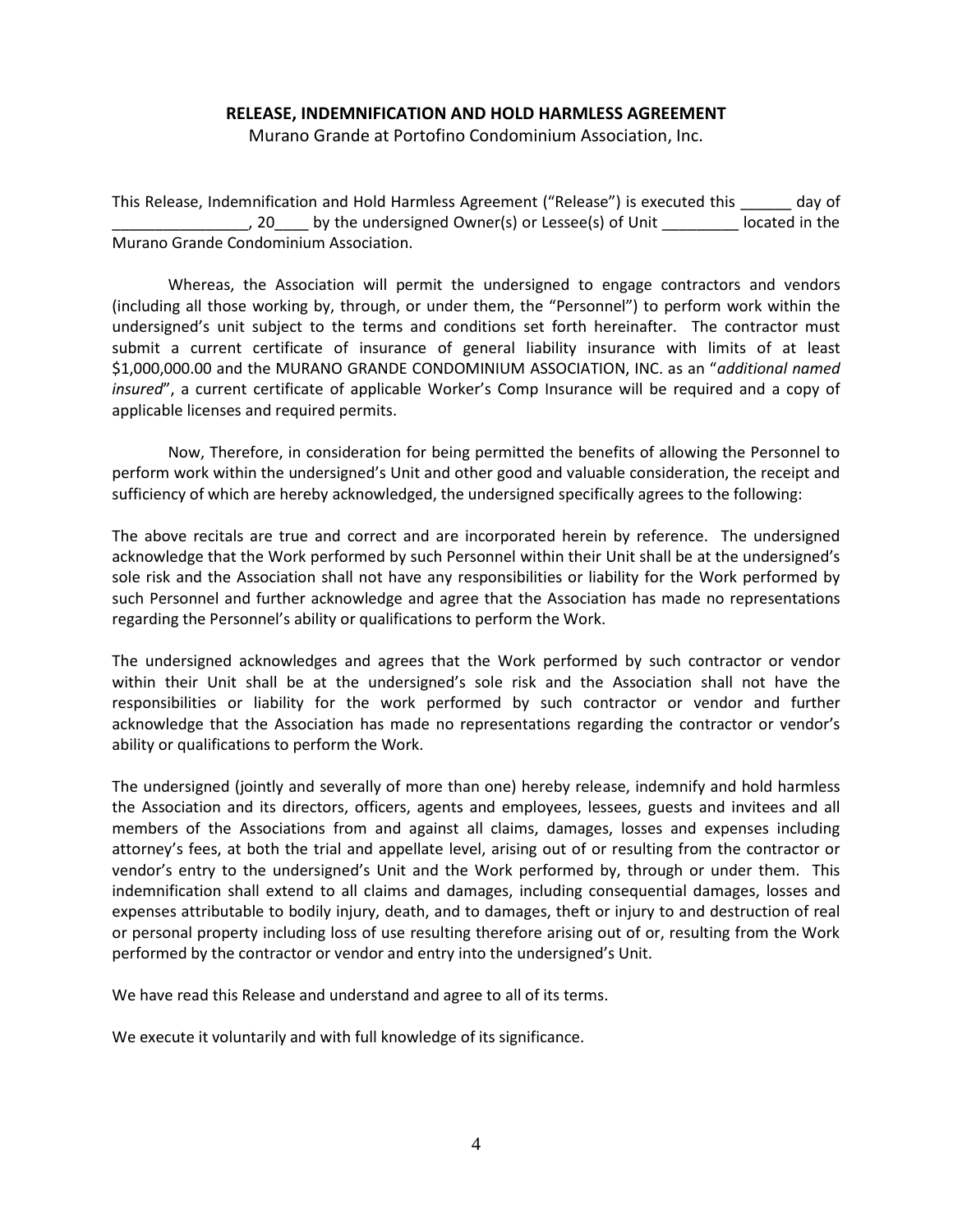**RELEASE, INDEMNIFICATION AND HOLD HARMLESS AGREEMENT**

Murano Grande at Portofino Condominium Association, Inc.

This Release, Indemnification and Hold Harmless Agreement ("Release") is executed this ______ day of ________________, 20____ by the undersigned Owner(s) or Lessee(s) of Unit _________ located in the Murano Grande Condominium Association.

Whereas, the Association will permit the undersigned to engage contractors and vendors (including all those working by, through, or under them, the "Personnel") to perform work within the undersigned's unit subject to the terms and conditions set forth hereinafter. The contractor must submit a current certificate of insurance of general liability insurance with limits of at least $1,000,000.00 and the MURANO GRANDE CONDOMINIUM ASSOCIATION, INC. as an "*additional named insured*", a current certificate of applicable Worker's Comp Insurance will be required and a copy of applicable licenses and required permits.

Now, Therefore, in consideration for being permitted the benefits of allowing the Personnel to perform work within the undersigned's Unit and other good and valuable consideration, the receipt and sufficiency of which are hereby acknowledged, the undersigned specifically agrees to the following:

The above recitals are true and correct and are incorporated herein by reference. The undersigned acknowledge that the Work performed by such Personnel within their Unit shall be at the undersigned's sole risk and the Association shall not have any responsibilities or liability for the Work performed by such Personnel and further acknowledge and agree that the Association has made no representations regarding the Personnel's ability or qualifications to perform the Work.

The undersigned acknowledges and agrees that the Work performed by such contractor or vendor within their Unit shall be at the undersigned's sole risk and the Association shall not have the responsibilities or liability for the work performed by such contractor or vendor and further acknowledge that the Association has made no representations regarding the contractor or vendor's ability or qualifications to perform the Work.

The undersigned (jointly and severally of more than one) hereby release, indemnify and hold harmless the Association and its directors, officers, agents and employees, lessees, guests and invitees and all members of the Associations from and against all claims, damages, losses and expenses including attorney's fees, at both the trial and appellate level, arising out of or resulting from the contractor or vendor's entry to the undersigned's Unit and the Work performed by, through or under them. This indemnification shall extend to all claims and damages, including consequential damages, losses and expenses attributable to bodily injury, death, and to damages, theft or injury to and destruction of real or personal property including loss of use resulting therefore arising out of or, resulting from the Work performed by the contractor or vendor and entry into the undersigned's Unit.

We have read this Release and understand and agree to all of its terms.

We execute it voluntarily and with full knowledge of its significance.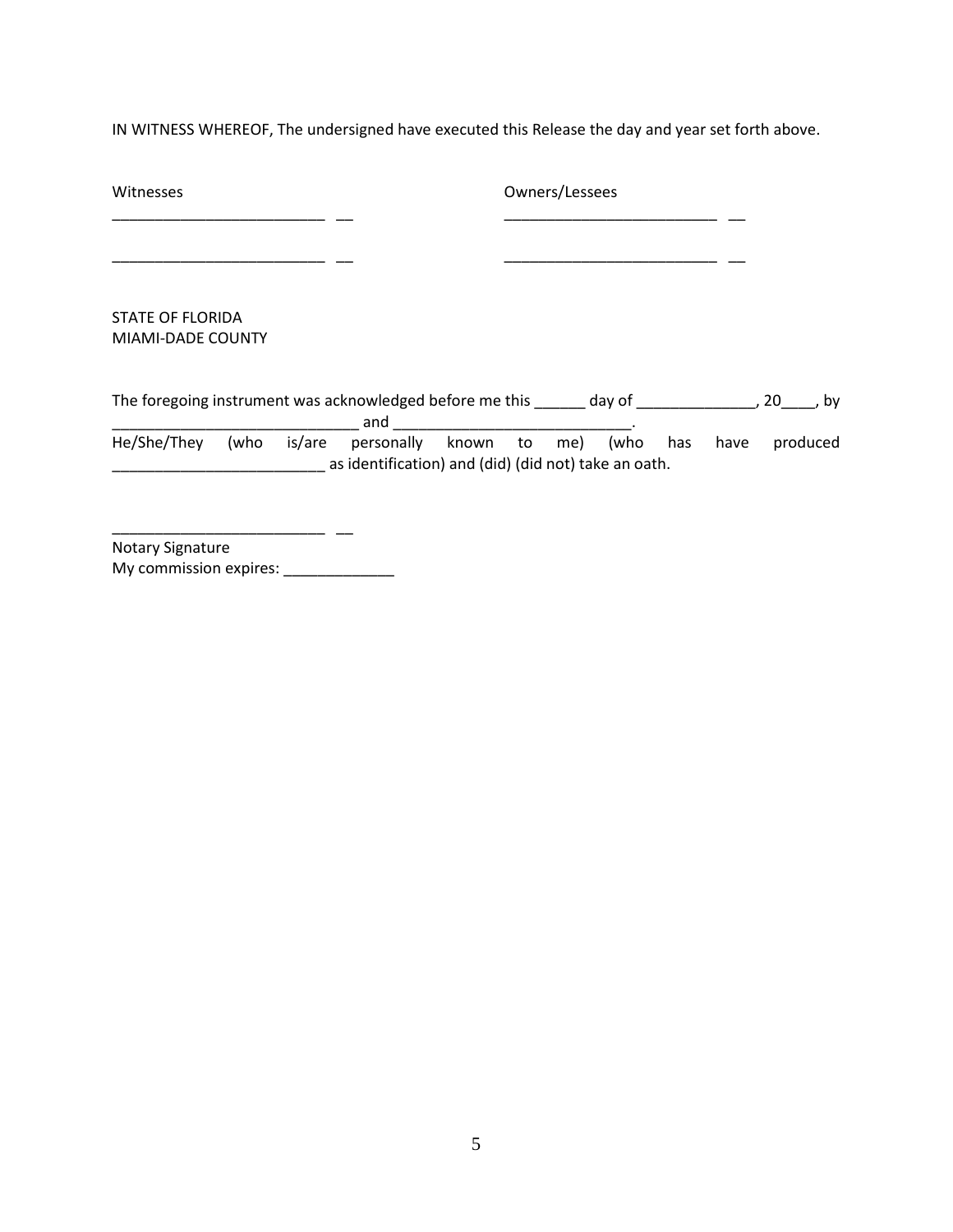IN WITNESS WHEREOF, The undersigned have executed this Release the day and year set forth above.

| Witnesses | Owners/Lessees |
| --- | --- |
| ___________________________ | ___________________________ |
| ___________________________ | ___________________________ |

STATE OF FLORIDA
MIAMI-DADE COUNTY

The foregoing instrument was acknowledged before me this ______ day of ______________, 20____, by _____________________________ and ____________________________.
He/She/They (who is/are personally known to me) (who has have produced _________________________ as identification) and (did) (did not) take an oath.

___________________________
Notary Signature
My commission expires: _____________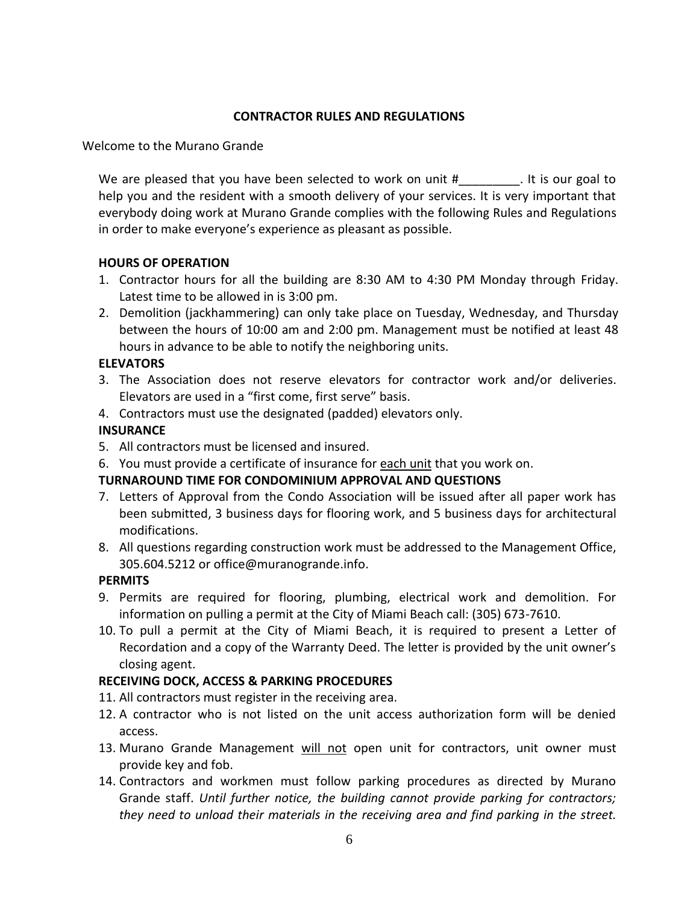## CONTRACTOR RULES AND REGULATIONS

Welcome to the Murano Grande

We are pleased that you have been selected to work on unit #_________. It is our goal to help you and the resident with a smooth delivery of your services. It is very important that everybody doing work at Murano Grande complies with the following Rules and Regulations in order to make everyone's experience as pleasant as possible.

### HOURS OF OPERATION

1. Contractor hours for all the building are 8:30 AM to 4:30 PM Monday through Friday. Latest time to be allowed in is 3:00 pm.
2. Demolition (jackhammering) can only take place on Tuesday, Wednesday, and Thursday between the hours of 10:00 am and 2:00 pm. Management must be notified at least 48 hours in advance to be able to notify the neighboring units.

### ELEVATORS

3. The Association does not reserve elevators for contractor work and/or deliveries. Elevators are used in a "first come, first serve" basis.
4. Contractors must use the designated (padded) elevators only.

### INSURANCE

5. All contractors must be licensed and insured.
6. You must provide a certificate of insurance for <u>each unit</u> that you work on.

### TURNAROUND TIME FOR CONDOMINIUM APPROVAL AND QUESTIONS

7. Letters of Approval from the Condo Association will be issued after all paper work has been submitted, 3 business days for flooring work, and 5 business days for architectural modifications.
8. All questions regarding construction work must be addressed to the Management Office, 305.604.5212 or office@muranogrande.info.

### PERMITS

9. Permits are required for flooring, plumbing, electrical work and demolition. For information on pulling a permit at the City of Miami Beach call: (305) 673-7610.
10. To pull a permit at the City of Miami Beach, it is required to present a Letter of Recordation and a copy of the Warranty Deed. The letter is provided by the unit owner's closing agent.

### RECEIVING DOCK, ACCESS & PARKING PROCEDURES

11. All contractors must register in the receiving area.
12. A contractor who is not listed on the unit access authorization form will be denied access.
13. Murano Grande Management <u>will not</u> open unit for contractors, unit owner must provide key and fob.
14. Contractors and workmen must follow parking procedures as directed by Murano Grande staff. *Until further notice, the building cannot provide parking for contractors; they need to unload their materials in the receiving area and find parking in the street.*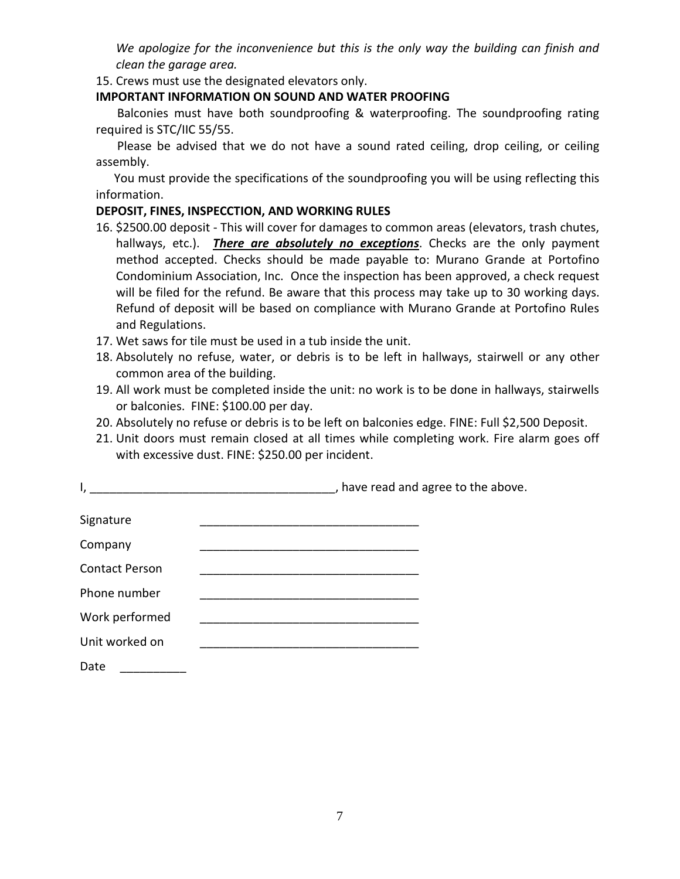*We apologize for the inconvenience but this is the only way the building can finish and clean the garage area.*

15. Crews must use the designated elevators only.

**IMPORTANT INFORMATION ON SOUND AND WATER PROOFING**

Balconies must have both soundproofing & waterproofing. The soundproofing rating required is STC/IIC 55/55.

Please be advised that we do not have a sound rated ceiling, drop ceiling, or ceiling assembly.

You must provide the specifications of the soundproofing you will be using reflecting this information.

**DEPOSIT, FINES, INSPECCTION, AND WORKING RULES**

16. $2500.00 deposit - This will cover for damages to common areas (elevators, trash chutes, hallways, etc.). ***There are absolutely no exceptions***. Checks are the only payment method accepted. Checks should be made payable to: Murano Grande at Portofino Condominium Association, Inc. Once the inspection has been approved, a check request will be filed for the refund. Be aware that this process may take up to 30 working days. Refund of deposit will be based on compliance with Murano Grande at Portofino Rules and Regulations.
17. Wet saws for tile must be used in a tub inside the unit.
18. Absolutely no refuse, water, or debris is to be left in hallways, stairwell or any other common area of the building.
19. All work must be completed inside the unit: no work is to be done in hallways, stairwells or balconies. FINE: $100.00 per day.
20. Absolutely no refuse or debris is to be left on balconies edge. FINE: Full $2,500 Deposit.
21. Unit doors must remain closed at all times while completing work. Fire alarm goes off with excessive dust. FINE: $250.00 per incident.

I, ____________________________________, have read and agree to the above.

Signature ________________________________

Company ________________________________

Contact Person ________________________________

Phone number ________________________________

Work performed ________________________________

Unit worked on ________________________________

Date __________